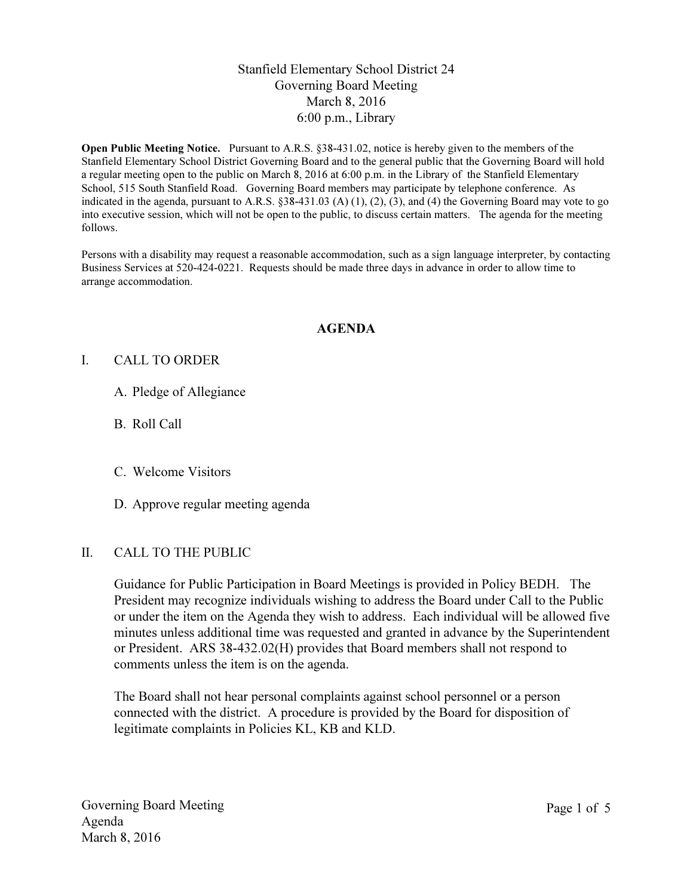# Stanfield Elementary School District 24
## Governing Board Meeting
## March 8, 2016
## 6:00 p.m., Library

**Open Public Meeting Notice.** Pursuant to A.R.S. §38-431.02, notice is hereby given to the members of the Stanfield Elementary School District Governing Board and to the general public that the Governing Board will hold a regular meeting open to the public on March 8, 2016 at 6:00 p.m. in the Library of the Stanfield Elementary School, 515 South Stanfield Road. Governing Board members may participate by telephone conference. As indicated in the agenda, pursuant to A.R.S. §38-431.03 (A) (1), (2), (3), and (4) the Governing Board may vote to go into executive session, which will not be open to the public, to discuss certain matters. The agenda for the meeting follows.

Persons with a disability may request a reasonable accommodation, such as a sign language interpreter, by contacting Business Services at 520-424-0221. Requests should be made three days in advance in order to allow time to arrange accommodation.

## AGENDA

I. CALL TO ORDER

A. Pledge of Allegiance

B. Roll Call

C. Welcome Visitors

D. Approve regular meeting agenda

II. CALL TO THE PUBLIC

Guidance for Public Participation in Board Meetings is provided in Policy BEDH. The President may recognize individuals wishing to address the Board under Call to the Public or under the item on the Agenda they wish to address. Each individual will be allowed five minutes unless additional time was requested and granted in advance by the Superintendent or President. ARS 38-432.02(H) provides that Board members shall not respond to comments unless the item is on the agenda.

The Board shall not hear personal complaints against school personnel or a person connected with the district. A procedure is provided by the Board for disposition of legitimate complaints in Policies KL, KB and KLD.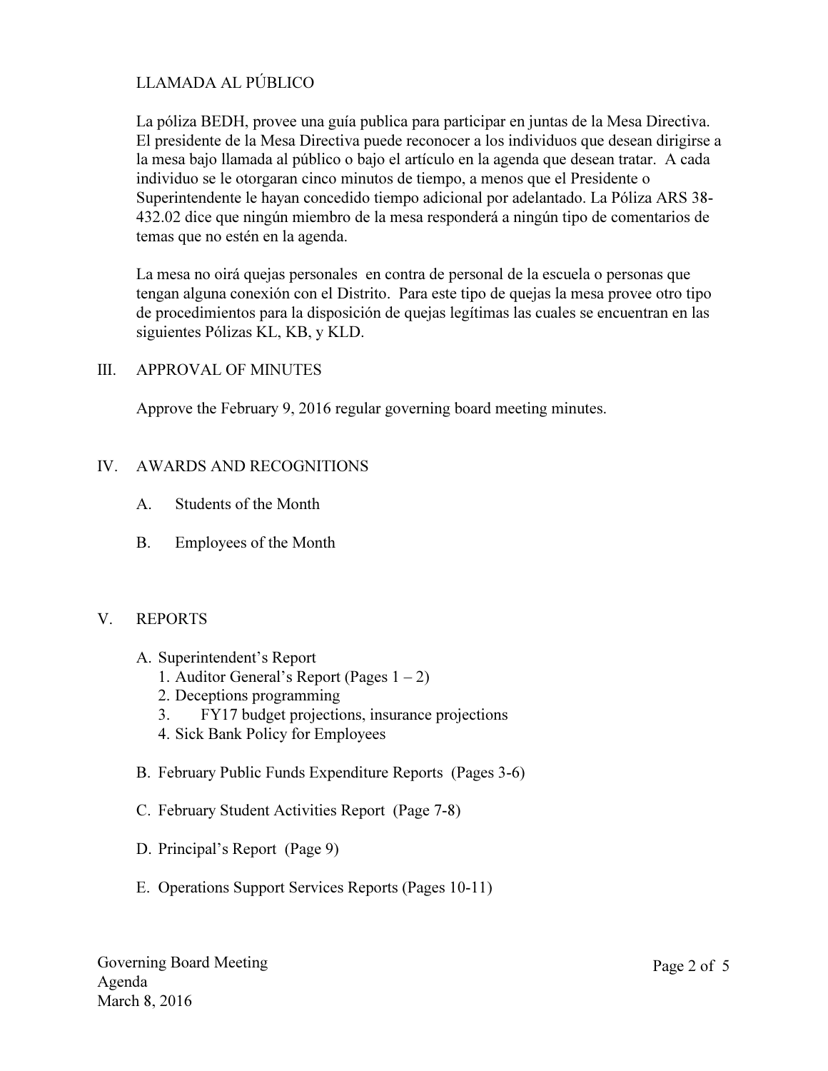LLAMADA AL PÚBLICO

La póliza BEDH, provee una guía publica para participar en juntas de la Mesa Directiva. El presidente de la Mesa Directiva puede reconocer a los individuos que desean dirigirse a la mesa bajo llamada al público o bajo el artículo en la agenda que desean tratar. A cada individuo se le otorgaran cinco minutos de tiempo, a menos que el Presidente o Superintendente le hayan concedido tiempo adicional por adelantado. La Póliza ARS 38-432.02 dice que ningún miembro de la mesa responderá a ningún tipo de comentarios de temas que no estén en la agenda.

La mesa no oirá quejas personales en contra de personal de la escuela o personas que tengan alguna conexión con el Distrito. Para este tipo de quejas la mesa provee otro tipo de procedimientos para la disposición de quejas legítimas las cuales se encuentran en las siguientes Pólizas KL, KB, y KLD.

## III. APPROVAL OF MINUTES

Approve the February 9, 2016 regular governing board meeting minutes.

## IV. AWARDS AND RECOGNITIONS

A. Students of the Month

B. Employees of the Month

## V. REPORTS

A. Superintendent's Report
   1. Auditor General's Report (Pages 1 – 2)
   2. Deceptions programming
   3. FY17 budget projections, insurance projections
   4. Sick Bank Policy for Employees

B. February Public Funds Expenditure Reports (Pages 3-6)

C. February Student Activities Report (Page 7-8)

D. Principal's Report (Page 9)

E. Operations Support Services Reports (Pages 10-11)

Governing Board Meeting
Agenda
March 8, 2016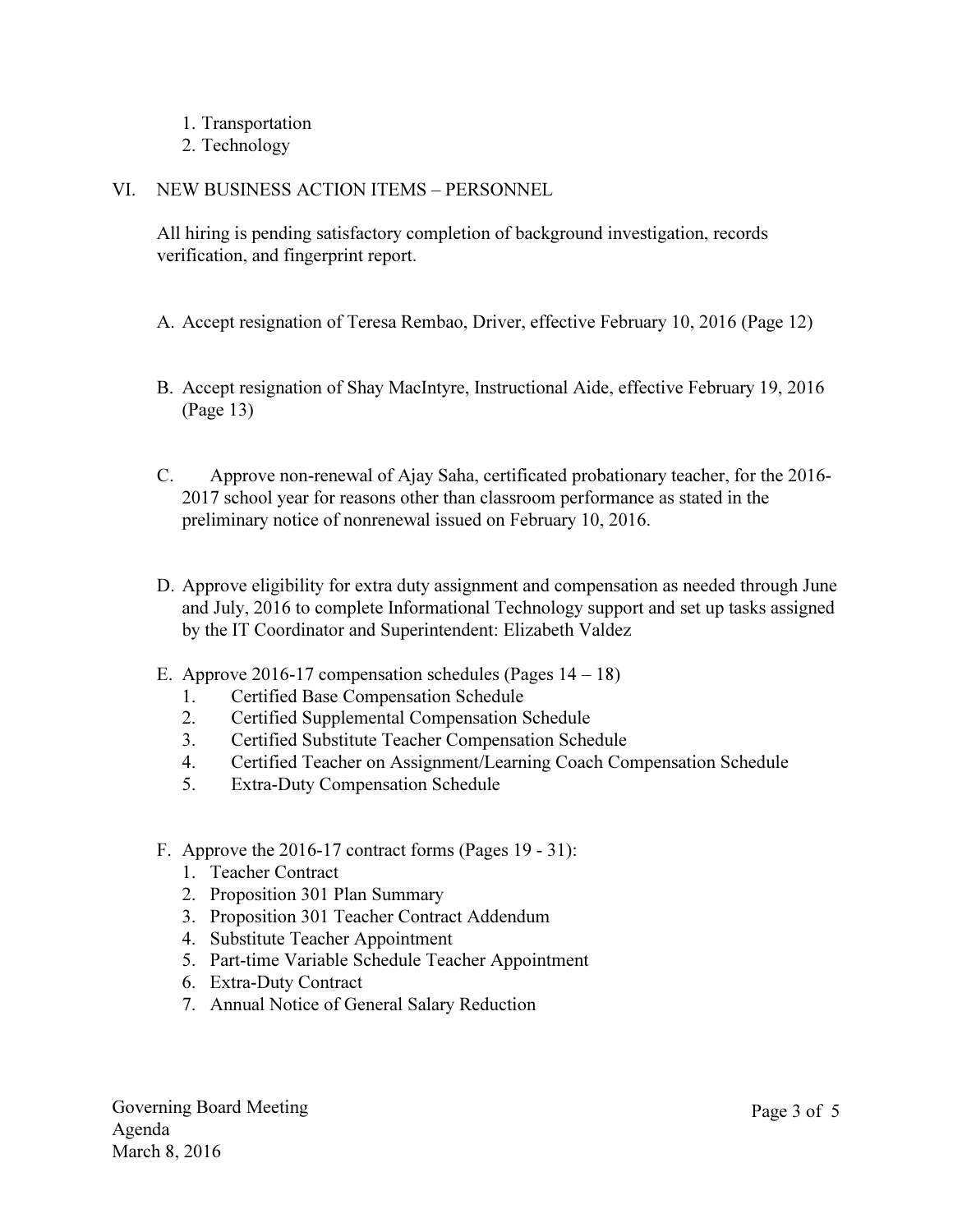1. Transportation
2. Technology

## VI. NEW BUSINESS ACTION ITEMS – PERSONNEL

All hiring is pending satisfactory completion of background investigation, records verification, and fingerprint report.

A. Accept resignation of Teresa Rembao, Driver, effective February 10, 2016 (Page 12)

B. Accept resignation of Shay MacIntyre, Instructional Aide, effective February 19, 2016 (Page 13)

C. Approve non-renewal of Ajay Saha, certificated probationary teacher, for the 2016-2017 school year for reasons other than classroom performance as stated in the preliminary notice of nonrenewal issued on February 10, 2016.

D. Approve eligibility for extra duty assignment and compensation as needed through June and July, 2016 to complete Informational Technology support and set up tasks assigned by the IT Coordinator and Superintendent: Elizabeth Valdez

E. Approve 2016-17 compensation schedules (Pages 14 – 18)
   1. Certified Base Compensation Schedule
   2. Certified Supplemental Compensation Schedule
   3. Certified Substitute Teacher Compensation Schedule
   4. Certified Teacher on Assignment/Learning Coach Compensation Schedule
   5. Extra-Duty Compensation Schedule

F. Approve the 2016-17 contract forms (Pages 19 - 31):
   1. Teacher Contract
   2. Proposition 301 Plan Summary
   3. Proposition 301 Teacher Contract Addendum
   4. Substitute Teacher Appointment
   5. Part-time Variable Schedule Teacher Appointment
   6. Extra-Duty Contract
   7. Annual Notice of General Salary Reduction

Governing Board Meeting
Agenda
March 8, 2016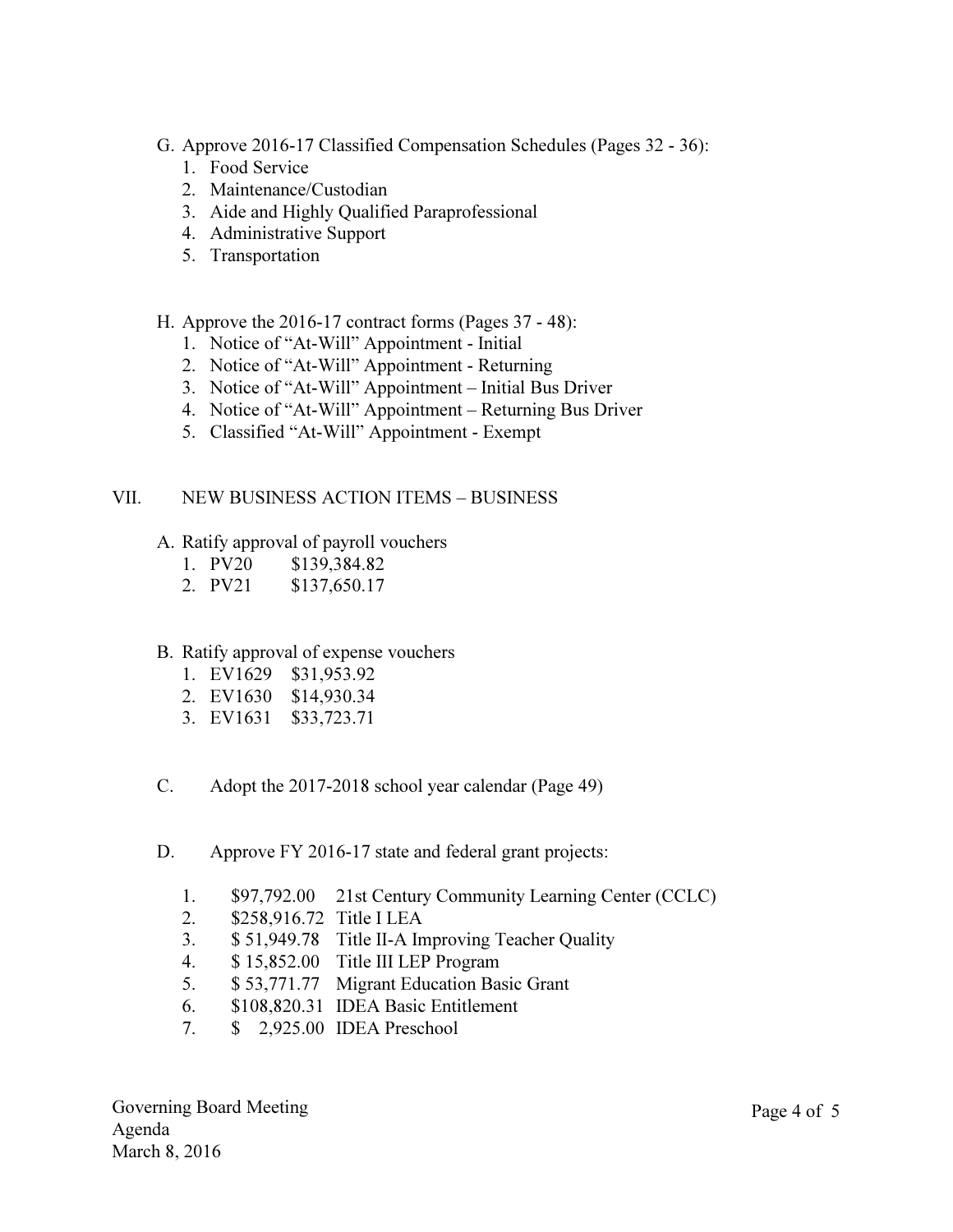G. Approve 2016-17 Classified Compensation Schedules (Pages 32 - 36):
   1. Food Service
   2. Maintenance/Custodian
   3. Aide and Highly Qualified Paraprofessional
   4. Administrative Support
   5. Transportation

H. Approve the 2016-17 contract forms (Pages 37 - 48):
   1. Notice of "At-Will" Appointment - Initial
   2. Notice of "At-Will" Appointment - Returning
   3. Notice of "At-Will" Appointment – Initial Bus Driver
   4. Notice of "At-Will" Appointment – Returning Bus Driver
   5. Classified "At-Will" Appointment - Exempt

## VII. NEW BUSINESS ACTION ITEMS – BUSINESS

A. Ratify approval of payroll vouchers
   1. PV20 $139,384.82
   2. PV21 $137,650.17

B. Ratify approval of expense vouchers
   1. EV1629 $31,953.92
   2. EV1630 $14,930.34
   3. EV1631 $33,723.71

C. Adopt the 2017-2018 school year calendar (Page 49)

D. Approve FY 2016-17 state and federal grant projects:

   1. $97,792.00 21st Century Community Learning Center (CCLC)
   2. $258,916.72 Title I LEA
   3. $ 51,949.78 Title II-A Improving Teacher Quality
   4. $ 15,852.00 Title III LEP Program
   5. $ 53,771.77 Migrant Education Basic Grant
   6. $108,820.31 IDEA Basic Entitlement
   7. $ 2,925.00 IDEA Preschool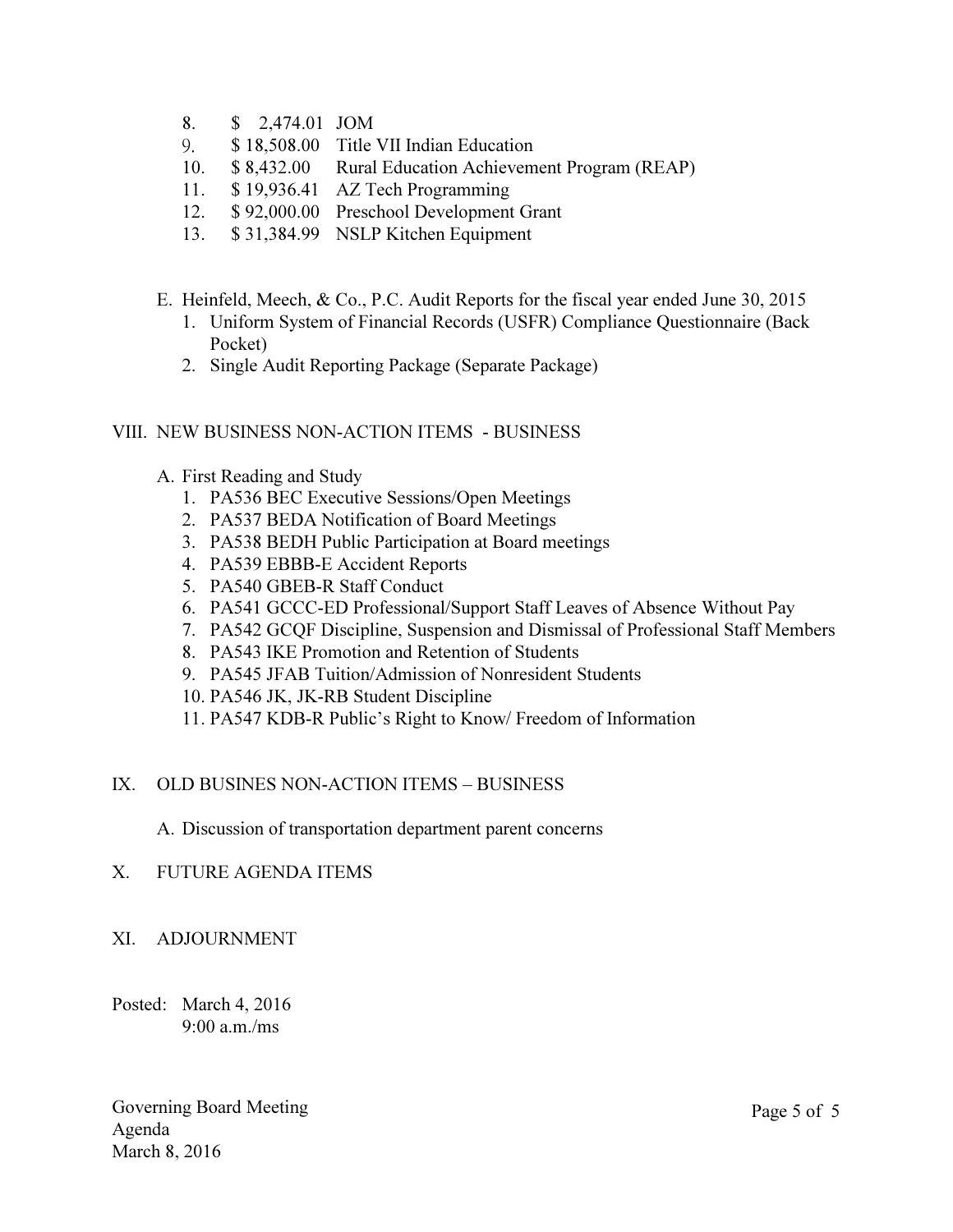8. $ 2,474.01 JOM
9. $ 18,508.00 Title VII Indian Education
10. $ 8,432.00 Rural Education Achievement Program (REAP)
11. $ 19,936.41 AZ Tech Programming
12. $ 92,000.00 Preschool Development Grant
13. $ 31,384.99 NSLP Kitchen Equipment

E. Heinfeld, Meech, & Co., P.C. Audit Reports for the fiscal year ended June 30, 2015
   1. Uniform System of Financial Records (USFR) Compliance Questionnaire (Back Pocket)
   2. Single Audit Reporting Package (Separate Package)

## VIII. NEW BUSINESS NON-ACTION ITEMS - BUSINESS

A. First Reading and Study
   1. PA536 BEC Executive Sessions/Open Meetings
   2. PA537 BEDA Notification of Board Meetings
   3. PA538 BEDH Public Participation at Board meetings
   4. PA539 EBBB-E Accident Reports
   5. PA540 GBEB-R Staff Conduct
   6. PA541 GCCC-ED Professional/Support Staff Leaves of Absence Without Pay
   7. PA542 GCQF Discipline, Suspension and Dismissal of Professional Staff Members
   8. PA543 IKE Promotion and Retention of Students
   9. PA545 JFAB Tuition/Admission of Nonresident Students
   10. PA546 JK, JK-RB Student Discipline
   11. PA547 KDB-R Public's Right to Know/ Freedom of Information

## IX. OLD BUSINES NON-ACTION ITEMS – BUSINESS

A. Discussion of transportation department parent concerns

## X. FUTURE AGENDA ITEMS

## XI. ADJOURNMENT

Posted: March 4, 2016
9:00 a.m./ms